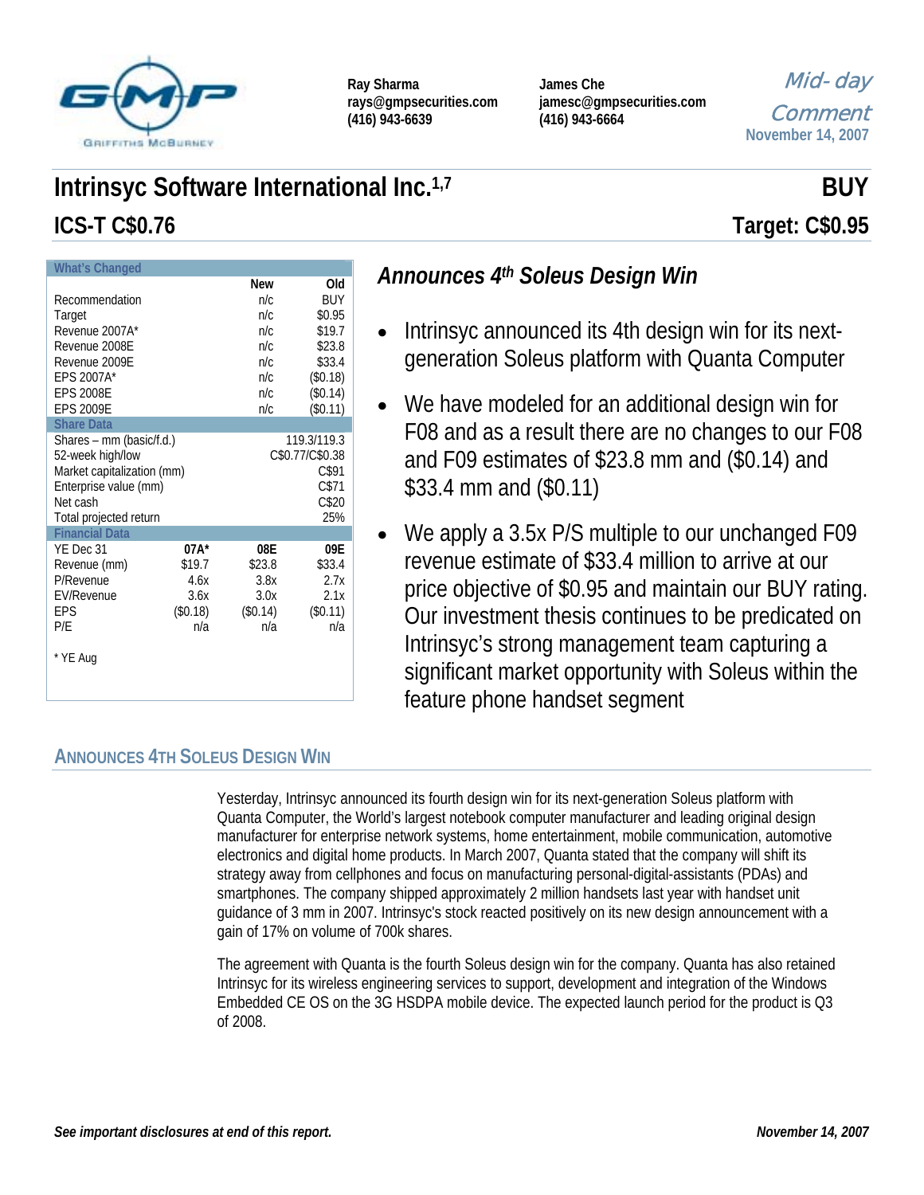Ray Sharma
rays@gmpsecurities.com
(416) 943-6639

James Che
jamesc@gmpsecurities.com
(416) 943-6664

*Mid-day Comment*
November 14, 2007

# Intrinsyc Software International Inc.[1,7] — BUY

## ICS-T C$0.76 — Target: C$0.95

| What's Changed | New | Old |
|---|---|---|
| Recommendation | n/c | BUY |
| Target | n/c | $0.95 |
| Revenue 2007A* | n/c | $19.7 |
| Revenue 2008E | n/c | $23.8 |
| Revenue 2009E | n/c | $33.4 |
| EPS 2007A* | n/c | ($0.18) |
| EPS 2008E | n/c | ($0.14) |
| EPS 2009E | n/c | ($0.11) |

| Share Data | |
|---|---|
| Shares – mm (basic/f.d.) | 119.3/119.3 |
| 52-week high/low | C$0.77/C$0.38 |
| Market capitalization (mm) | C$91 |
| Enterprise value (mm) | C$71 |
| Net cash | C$20 |
| Total projected return | 25% |

| Financial Data | | | |
|---|---|---|---|
| YE Dec 31 | 07A* | 08E | 09E |
| Revenue (mm) | $19.7 | $23.8 | $33.4 |
| P/Revenue | 4.6x | 3.8x | 2.7x |
| EV/Revenue | 3.6x | 3.0x | 2.1x |
| EPS | ($0.18) | ($0.14) | ($0.11) |
| P/E | n/a | n/a | n/a |

\* YE Aug

### *Announces 4th Soleus Design Win*

- Intrinsyc announced its 4th design win for its next-generation Soleus platform with Quanta Computer
- We have modeled for an additional design win for F08 and as a result there are no changes to our F08 and F09 estimates of $23.8 mm and ($0.14) and $33.4 mm and ($0.11)
- We apply a 3.5x P/S multiple to our unchanged F09 revenue estimate of $33.4 million to arrive at our price objective of $0.95 and maintain our BUY rating. Our investment thesis continues to be predicated on Intrinsyc's strong management team capturing a significant market opportunity with Soleus within the feature phone handset segment

## Announces 4th Soleus Design Win

Yesterday, Intrinsyc announced its fourth design win for its next-generation Soleus platform with Quanta Computer, the World's largest notebook computer manufacturer and leading original design manufacturer for enterprise network systems, home entertainment, mobile communication, automotive electronics and digital home products. In March 2007, Quanta stated that the company will shift its strategy away from cellphones and focus on manufacturing personal-digital-assistants (PDAs) and smartphones. The company shipped approximately 2 million handsets last year with handset unit guidance of 3 mm in 2007. Intrinsyc's stock reacted positively on its new design announcement with a gain of 17% on volume of 700k shares.

The agreement with Quanta is the fourth Soleus design win for the company. Quanta has also retained Intrinsyc for its wireless engineering services to support, development and integration of the Windows Embedded CE OS on the 3G HSDPA mobile device. The expected launch period for the product is Q3 of 2008.

*See important disclosures at end of this report.*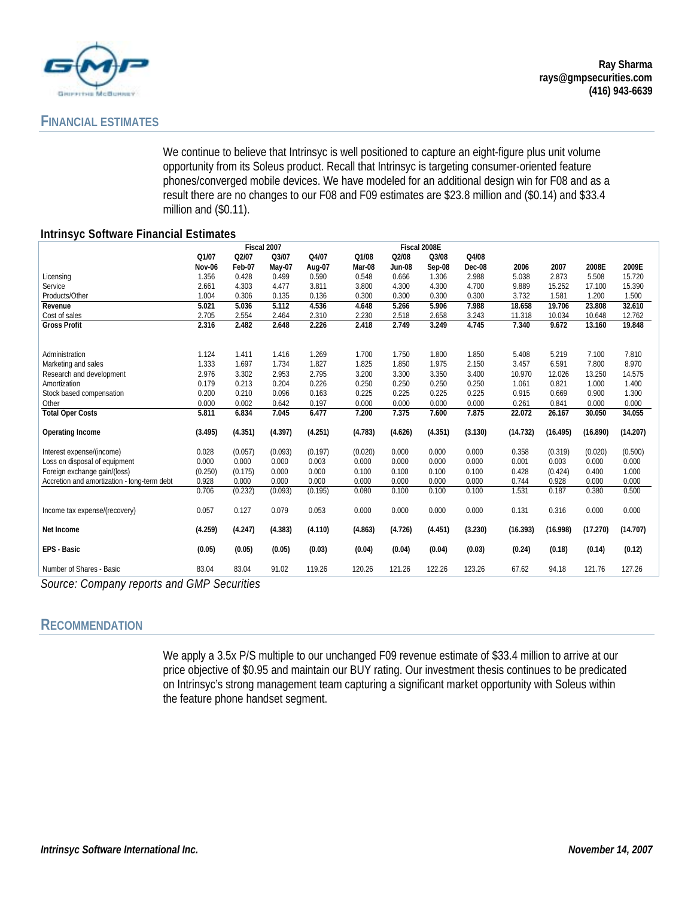## FINANCIAL ESTIMATES

We continue to believe that Intrinsyc is well positioned to capture an eight-figure plus unit volume opportunity from its Soleus product. Recall that Intrinsyc is targeting consumer-oriented feature phones/converged mobile devices. We have modeled for an additional design win for F08 and as a result there are no changes to our F08 and F09 estimates are $23.8 million and ($0.14) and $33.4 million and ($0.11).

**Intrinsyc Software Financial Estimates**

| | Fiscal 2007 | | | | Fiscal 2008E | | | | | | | |
|---|---|---|---|---|---|---|---|---|---|---|---|---|
| | Q1/07 | Q2/07 | Q3/07 | Q4/07 | Q1/08 | Q2/08 | Q3/08 | Q4/08 | | | | |
| | Nov-06 | Feb-07 | May-07 | Aug-07 | Mar-08 | Jun-08 | Sep-08 | Dec-08 | 2006 | 2007 | 2008E | 2009E |
| Licensing | 1.356 | 0.428 | 0.499 | 0.590 | 0.548 | 0.666 | 1.306 | 2.988 | 5.038 | 2.873 | 5.508 | 15.720 |
| Service | 2.661 | 4.303 | 4.477 | 3.811 | 3.800 | 4.300 | 4.300 | 4.700 | 9.889 | 15.252 | 17.100 | 15.390 |
| Products/Other | 1.004 | 0.306 | 0.135 | 0.136 | 0.300 | 0.300 | 0.300 | 0.300 | 3.732 | 1.581 | 1.200 | 1.500 |
| **Revenue** | **5.021** | **5.036** | **5.112** | **4.536** | **4.648** | **5.266** | **5.906** | **7.988** | **18.658** | **19.706** | **23.808** | **32.610** |
| Cost of sales | 2.705 | 2.554 | 2.464 | 2.310 | 2.230 | 2.518 | 2.658 | 3.243 | 11.318 | 10.034 | 10.648 | 12.762 |
| **Gross Profit** | **2.316** | **2.482** | **2.648** | **2.226** | **2.418** | **2.749** | **3.249** | **4.745** | **7.340** | **9.672** | **13.160** | **19.848** |
| | | | | | | | | | | | | |
| Administration | 1.124 | 1.411 | 1.416 | 1.269 | 1.700 | 1.750 | 1.800 | 1.850 | 5.408 | 5.219 | 7.100 | 7.810 |
| Marketing and sales | 1.333 | 1.697 | 1.734 | 1.827 | 1.825 | 1.850 | 1.975 | 2.150 | 3.457 | 6.591 | 7.800 | 8.970 |
| Research and development | 2.976 | 3.302 | 2.953 | 2.795 | 3.200 | 3.300 | 3.350 | 3.400 | 10.970 | 12.026 | 13.250 | 14.575 |
| Amortization | 0.179 | 0.213 | 0.204 | 0.226 | 0.250 | 0.250 | 0.250 | 0.250 | 1.061 | 0.821 | 1.000 | 1.400 |
| Stock based compensation | 0.200 | 0.210 | 0.096 | 0.163 | 0.225 | 0.225 | 0.225 | 0.225 | 0.915 | 0.669 | 0.900 | 1.300 |
| Other | 0.000 | 0.002 | 0.642 | 0.197 | 0.000 | 0.000 | 0.000 | 0.000 | 0.261 | 0.841 | 0.000 | 0.000 |
| **Total Oper Costs** | **5.811** | **6.834** | **7.045** | **6.477** | **7.200** | **7.375** | **7.600** | **7.875** | **22.072** | **26.167** | **30.050** | **34.055** |
| | | | | | | | | | | | | |
| **Operating Income** | **(3.495)** | **(4.351)** | **(4.397)** | **(4.251)** | **(4.783)** | **(4.626)** | **(4.351)** | **(3.130)** | **(14.732)** | **(16.495)** | **(16.890)** | **(14.207)** |
| | | | | | | | | | | | | |
| Interest expense/(income) | 0.028 | (0.057) | (0.093) | (0.197) | (0.020) | 0.000 | 0.000 | 0.000 | 0.358 | (0.319) | (0.020) | (0.500) |
| Loss on disposal of equipment | 0.000 | 0.000 | 0.000 | 0.003 | 0.000 | 0.000 | 0.000 | 0.000 | 0.001 | 0.003 | 0.000 | 0.000 |
| Foreign exchange gain/(loss) | (0.250) | (0.175) | 0.000 | 0.000 | 0.100 | 0.100 | 0.100 | 0.100 | 0.428 | (0.424) | 0.400 | 1.000 |
| Accretion and amortization - long-term debt | 0.928 | 0.000 | 0.000 | 0.000 | 0.000 | 0.000 | 0.000 | 0.000 | 0.744 | 0.928 | 0.000 | 0.000 |
| | 0.706 | (0.232) | (0.093) | (0.195) | 0.080 | 0.100 | 0.100 | 0.100 | 1.531 | 0.187 | 0.380 | 0.500 |
| | | | | | | | | | | | | |
| Income tax expense/(recovery) | 0.057 | 0.127 | 0.079 | 0.053 | 0.000 | 0.000 | 0.000 | 0.000 | 0.131 | 0.316 | 0.000 | 0.000 |
| | | | | | | | | | | | | |
| **Net Income** | **(4.259)** | **(4.247)** | **(4.383)** | **(4.110)** | **(4.863)** | **(4.726)** | **(4.451)** | **(3.230)** | **(16.393)** | **(16.998)** | **(17.270)** | **(14.707)** |
| | | | | | | | | | | | | |
| **EPS - Basic** | **(0.05)** | **(0.05)** | **(0.05)** | **(0.03)** | **(0.04)** | **(0.04)** | **(0.04)** | **(0.03)** | **(0.24)** | **(0.18)** | **(0.14)** | **(0.12)** |
| | | | | | | | | | | | | |
| Number of Shares - Basic | 83.04 | 83.04 | 91.02 | 119.26 | 120.26 | 121.26 | 122.26 | 123.26 | 67.62 | 94.18 | 121.76 | 127.26 |

*Source: Company reports and GMP Securities*

## RECOMMENDATION

We apply a 3.5x P/S multiple to our unchanged F09 revenue estimate of $33.4 million to arrive at our price objective of $0.95 and maintain our BUY rating. Our investment thesis continues to be predicated on Intrinsyc's strong management team capturing a significant market opportunity with Soleus within the feature phone handset segment.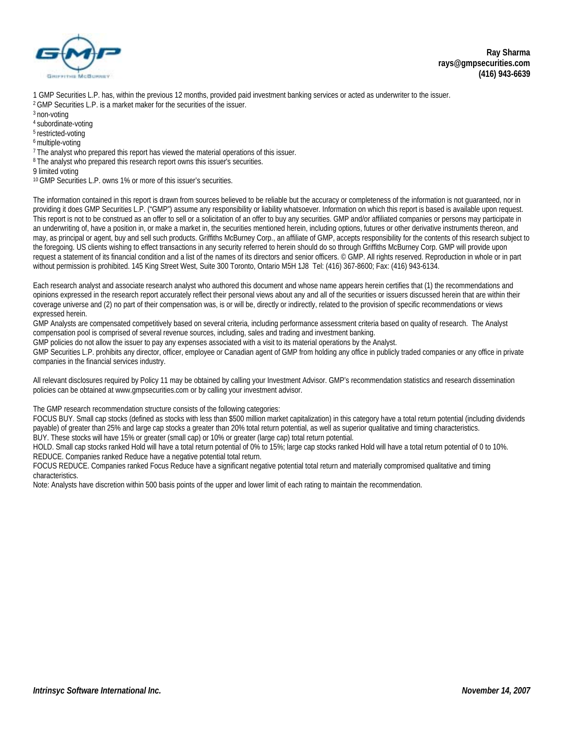Ray Sharma
rays@gmpsecurities.com
(416) 943-6639

1 GMP Securities L.P. has, within the previous 12 months, provided paid investment banking services or acted as underwriter to the issuer.
[2] GMP Securities L.P. is a market maker for the securities of the issuer.
[3] non-voting
[4] subordinate-voting
[5] restricted-voting
[6] multiple-voting
[7] The analyst who prepared this report has viewed the material operations of this issuer.
[8] The analyst who prepared this research report owns this issuer's securities.
9 limited voting
[10] GMP Securities L.P. owns 1% or more of this issuer's securities.

The information contained in this report is drawn from sources believed to be reliable but the accuracy or completeness of the information is not guaranteed, nor in providing it does GMP Securities L.P. ("GMP") assume any responsibility or liability whatsoever. Information on which this report is based is available upon request. This report is not to be construed as an offer to sell or a solicitation of an offer to buy any securities. GMP and/or affiliated companies or persons may participate in an underwriting of, have a position in, or make a market in, the securities mentioned herein, including options, futures or other derivative instruments thereon, and may, as principal or agent, buy and sell such products. Griffiths McBurney Corp., an affiliate of GMP, accepts responsibility for the contents of this research subject to the foregoing. US clients wishing to effect transactions in any security referred to herein should do so through Griffiths McBurney Corp. GMP will provide upon request a statement of its financial condition and a list of the names of its directors and senior officers. © GMP. All rights reserved. Reproduction in whole or in part without permission is prohibited. 145 King Street West, Suite 300 Toronto, Ontario M5H 1J8 Tel: (416) 367-8600; Fax: (416) 943-6134.

Each research analyst and associate research analyst who authored this document and whose name appears herein certifies that (1) the recommendations and opinions expressed in the research report accurately reflect their personal views about any and all of the securities or issuers discussed herein that are within their coverage universe and (2) no part of their compensation was, is or will be, directly or indirectly, related to the provision of specific recommendations or views expressed herein.
GMP Analysts are compensated competitively based on several criteria, including performance assessment criteria based on quality of research. The Analyst compensation pool is comprised of several revenue sources, including, sales and trading and investment banking.
GMP policies do not allow the issuer to pay any expenses associated with a visit to its material operations by the Analyst.
GMP Securities L.P. prohibits any director, officer, employee or Canadian agent of GMP from holding any office in publicly traded companies or any office in private companies in the financial services industry.

All relevant disclosures required by Policy 11 may be obtained by calling your Investment Advisor. GMP's recommendation statistics and research dissemination policies can be obtained at www.gmpsecurities.com or by calling your investment advisor.

The GMP research recommendation structure consists of the following categories:
FOCUS BUY. Small cap stocks (defined as stocks with less than $500 million market capitalization) in this category have a total return potential (including dividends payable) of greater than 25% and large cap stocks a greater than 20% total return potential, as well as superior qualitative and timing characteristics.
BUY. These stocks will have 15% or greater (small cap) or 10% or greater (large cap) total return potential.
HOLD. Small cap stocks ranked Hold will have a total return potential of 0% to 15%; large cap stocks ranked Hold will have a total return potential of 0 to 10%.
REDUCE. Companies ranked Reduce have a negative potential total return.
FOCUS REDUCE. Companies ranked Focus Reduce have a significant negative potential total return and materially compromised qualitative and timing characteristics.
Note: Analysts have discretion within 500 basis points of the upper and lower limit of each rating to maintain the recommendation.